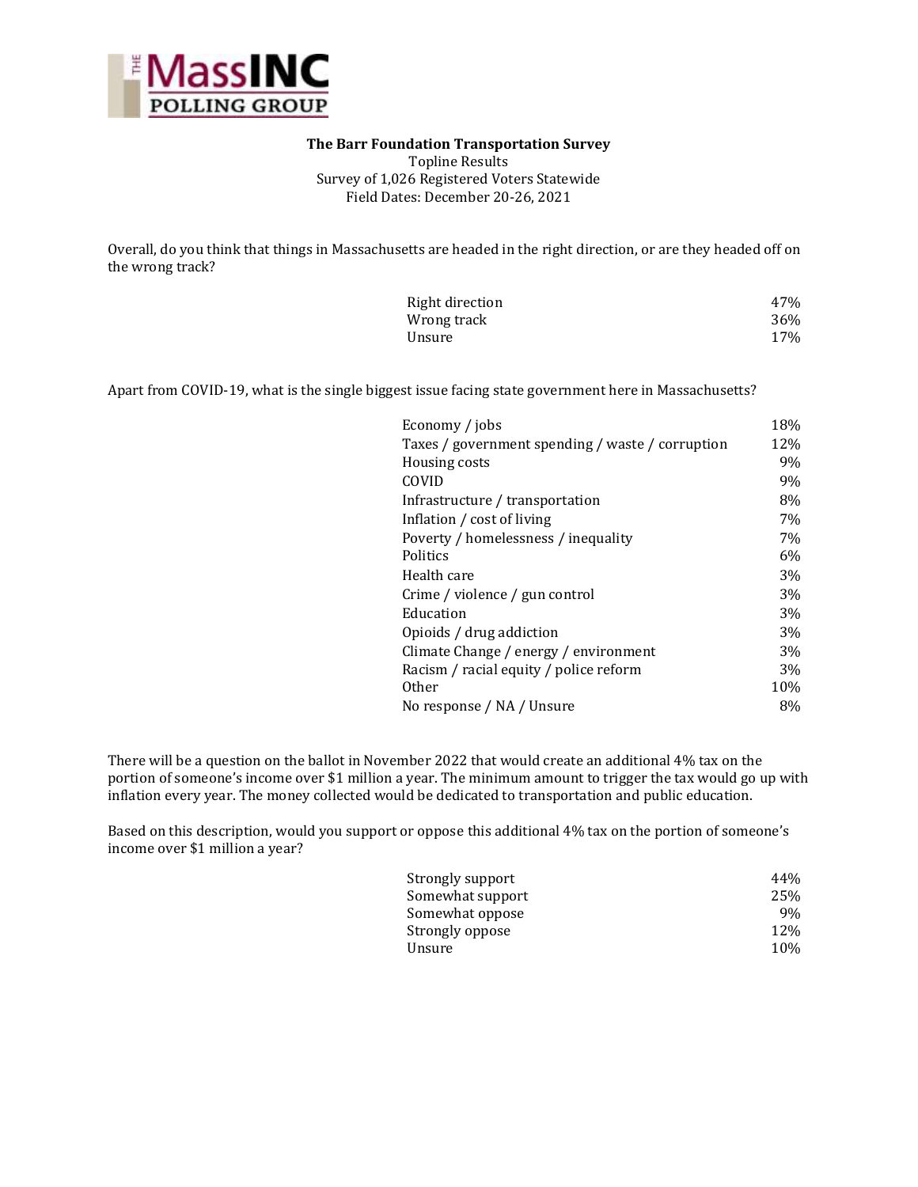**The MassINC Polling Group**

**The Barr Foundation Transportation Survey**
Topline Results
Survey of 1,026 Registered Voters Statewide
Field Dates: December 20-26, 2021

Overall, do you think that things in Massachusetts are headed in the right direction, or are they headed off on the wrong track?

| | |
|---|---|
| Right direction | 47% |
| Wrong track | 36% |
| Unsure | 17% |

Apart from COVID-19, what is the single biggest issue facing state government here in Massachusetts?

| | |
|---|---|
| Economy / jobs | 18% |
| Taxes / government spending / waste / corruption | 12% |
| Housing costs | 9% |
| COVID | 9% |
| Infrastructure / transportation | 8% |
| Inflation / cost of living | 7% |
| Poverty / homelessness / inequality | 7% |
| Politics | 6% |
| Health care | 3% |
| Crime / violence / gun control | 3% |
| Education | 3% |
| Opioids / drug addiction | 3% |
| Climate Change / energy / environment | 3% |
| Racism / racial equity / police reform | 3% |
| Other | 10% |
| No response / NA / Unsure | 8% |

There will be a question on the ballot in November 2022 that would create an additional 4% tax on the portion of someone's income over $1 million a year. The minimum amount to trigger the tax would go up with inflation every year. The money collected would be dedicated to transportation and public education.

Based on this description, would you support or oppose this additional 4% tax on the portion of someone's income over $1 million a year?

| | |
|---|---|
| Strongly support | 44% |
| Somewhat support | 25% |
| Somewhat oppose | 9% |
| Strongly oppose | 12% |
| Unsure | 10% |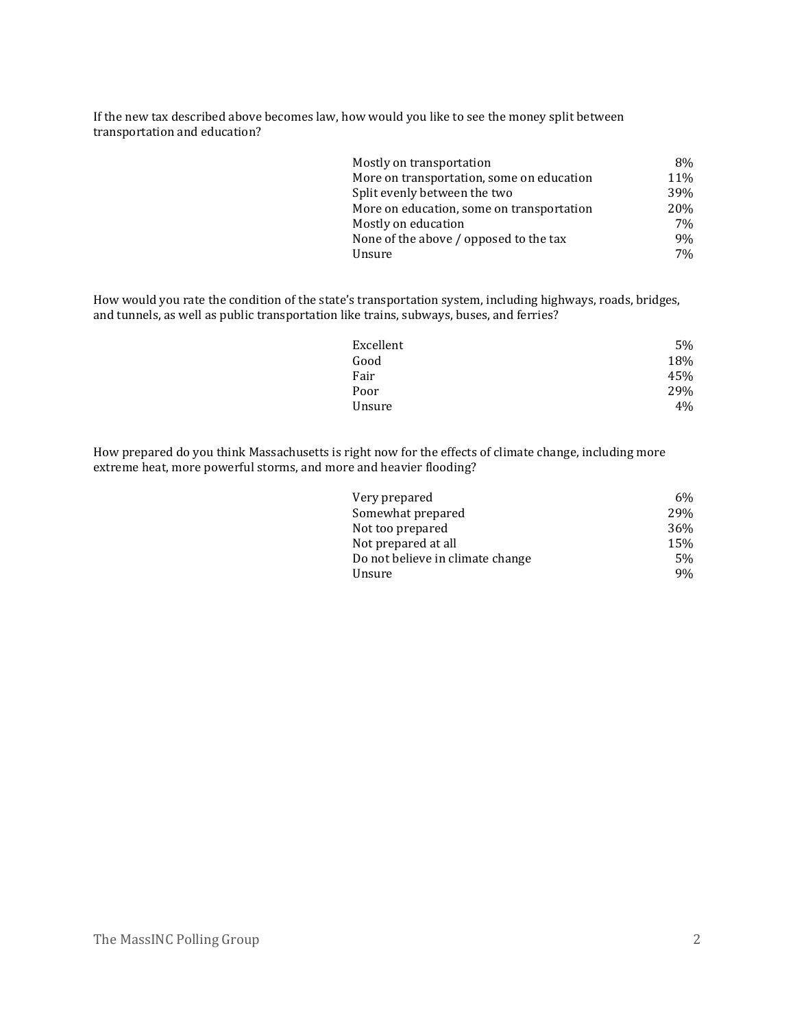If the new tax described above becomes law, how would you like to see the money split between transportation and education?

| | |
|---|---|
| Mostly on transportation | 8% |
| More on transportation, some on education | 11% |
| Split evenly between the two | 39% |
| More on education, some on transportation | 20% |
| Mostly on education | 7% |
| None of the above / opposed to the tax | 9% |
| Unsure | 7% |

How would you rate the condition of the state's transportation system, including highways, roads, bridges, and tunnels, as well as public transportation like trains, subways, buses, and ferries?

| | |
|---|---|
| Excellent | 5% |
| Good | 18% |
| Fair | 45% |
| Poor | 29% |
| Unsure | 4% |

How prepared do you think Massachusetts is right now for the effects of climate change, including more extreme heat, more powerful storms, and more and heavier flooding?

| | |
|---|---|
| Very prepared | 6% |
| Somewhat prepared | 29% |
| Not too prepared | 36% |
| Not prepared at all | 15% |
| Do not believe in climate change | 5% |
| Unsure | 9% |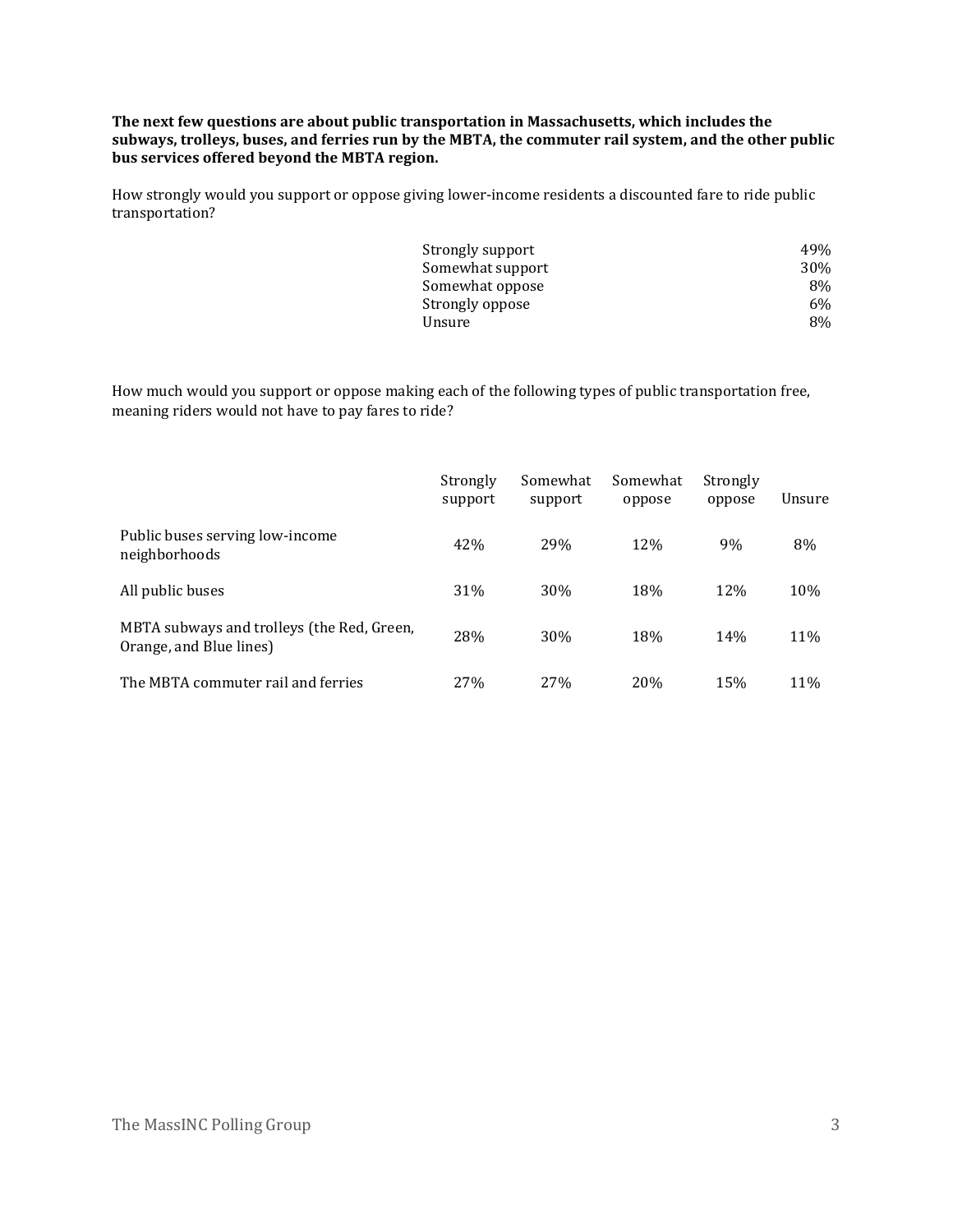**The next few questions are about public transportation in Massachusetts, which includes the subways, trolleys, buses, and ferries run by the MBTA, the commuter rail system, and the other public bus services offered beyond the MBTA region.**

How strongly would you support or oppose giving lower-income residents a discounted fare to ride public transportation?

| | |
|---|---|
| Strongly support | 49% |
| Somewhat support | 30% |
| Somewhat oppose | 8% |
| Strongly oppose | 6% |
| Unsure | 8% |

How much would you support or oppose making each of the following types of public transportation free, meaning riders would not have to pay fares to ride?

| | Strongly support | Somewhat support | Somewhat oppose | Strongly oppose | Unsure |
|---|---|---|---|---|---|
| Public buses serving low-income neighborhoods | 42% | 29% | 12% | 9% | 8% |
| All public buses | 31% | 30% | 18% | 12% | 10% |
| MBTA subways and trolleys (the Red, Green, Orange, and Blue lines) | 28% | 30% | 18% | 14% | 11% |
| The MBTA commuter rail and ferries | 27% | 27% | 20% | 15% | 11% |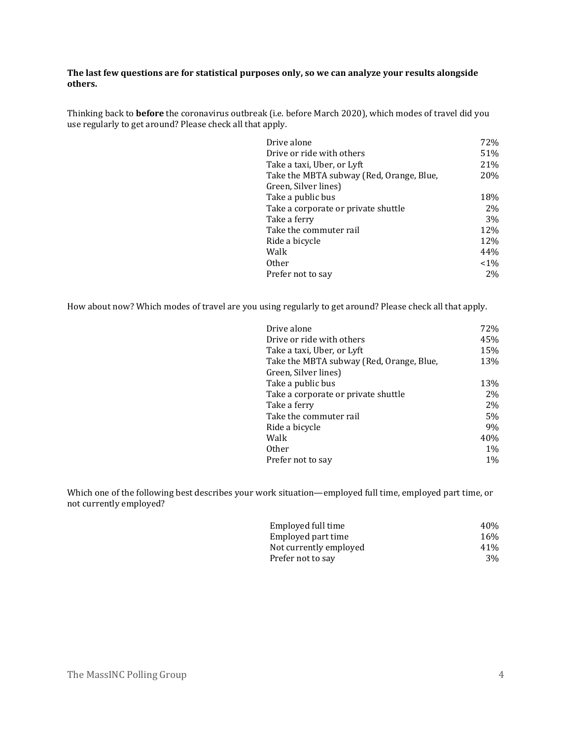**The last few questions are for statistical purposes only, so we can analyze your results alongside others.**

Thinking back to **before** the coronavirus outbreak (i.e. before March 2020), which modes of travel did you use regularly to get around? Please check all that apply.

| | |
|---|---|
| Drive alone | 72% |
| Drive or ride with others | 51% |
| Take a taxi, Uber, or Lyft | 21% |
| Take the MBTA subway (Red, Orange, Blue, Green, Silver lines) | 20% |
| Take a public bus | 18% |
| Take a corporate or private shuttle | 2% |
| Take a ferry | 3% |
| Take the commuter rail | 12% |
| Ride a bicycle | 12% |
| Walk | 44% |
| Other | <1% |
| Prefer not to say | 2% |

How about now? Which modes of travel are you using regularly to get around? Please check all that apply.

| | |
|---|---|
| Drive alone | 72% |
| Drive or ride with others | 45% |
| Take a taxi, Uber, or Lyft | 15% |
| Take the MBTA subway (Red, Orange, Blue, Green, Silver lines) | 13% |
| Take a public bus | 13% |
| Take a corporate or private shuttle | 2% |
| Take a ferry | 2% |
| Take the commuter rail | 5% |
| Ride a bicycle | 9% |
| Walk | 40% |
| Other | 1% |
| Prefer not to say | 1% |

Which one of the following best describes your work situation—employed full time, employed part time, or not currently employed?

| | |
|---|---|
| Employed full time | 40% |
| Employed part time | 16% |
| Not currently employed | 41% |
| Prefer not to say | 3% |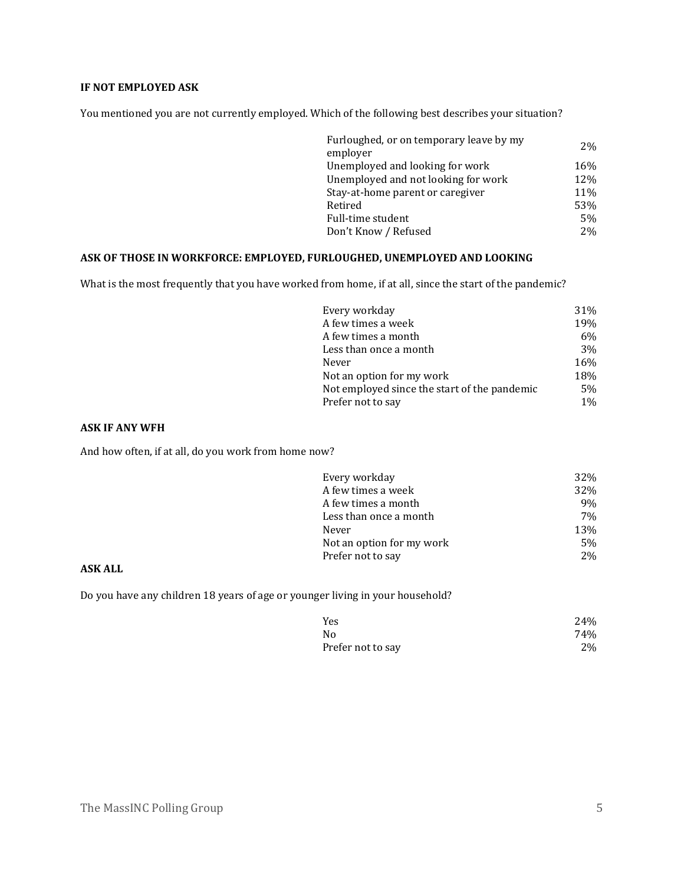**IF NOT EMPLOYED ASK**

You mentioned you are not currently employed. Which of the following best describes your situation?

| | |
|---|---|
| Furloughed, or on temporary leave by my employer | 2% |
| Unemployed and looking for work | 16% |
| Unemployed and not looking for work | 12% |
| Stay-at-home parent or caregiver | 11% |
| Retired | 53% |
| Full-time student | 5% |
| Don't Know / Refused | 2% |

**ASK OF THOSE IN WORKFORCE: EMPLOYED, FURLOUGHED, UNEMPLOYED AND LOOKING**

What is the most frequently that you have worked from home, if at all, since the start of the pandemic?

| | |
|---|---|
| Every workday | 31% |
| A few times a week | 19% |
| A few times a month | 6% |
| Less than once a month | 3% |
| Never | 16% |
| Not an option for my work | 18% |
| Not employed since the start of the pandemic | 5% |
| Prefer not to say | 1% |

**ASK IF ANY WFH**

And how often, if at all, do you work from home now?

| | |
|---|---|
| Every workday | 32% |
| A few times a week | 32% |
| A few times a month | 9% |
| Less than once a month | 7% |
| Never | 13% |
| Not an option for my work | 5% |
| Prefer not to say | 2% |

**ASK ALL**

Do you have any children 18 years of age or younger living in your household?

| | |
|---|---|
| Yes | 24% |
| No | 74% |
| Prefer not to say | 2% |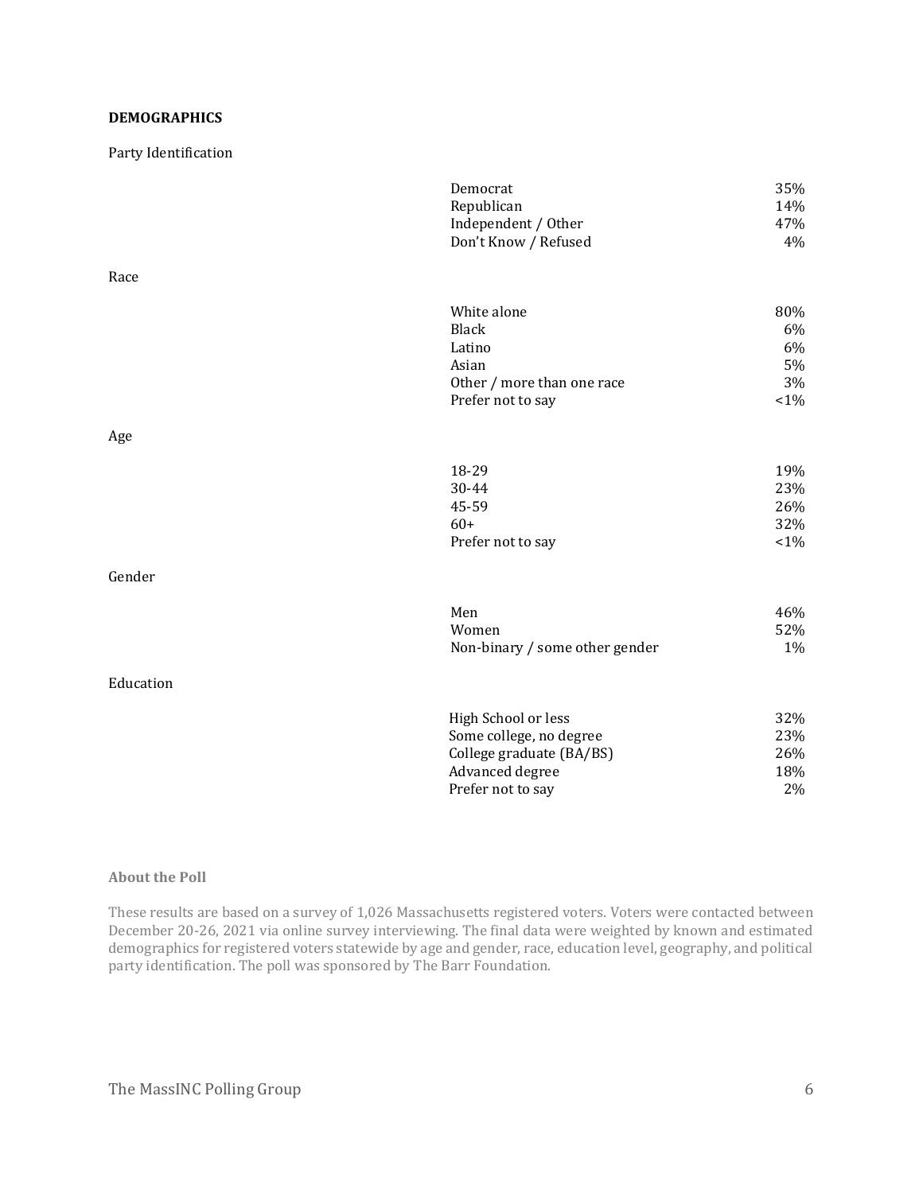**DEMOGRAPHICS**

Party Identification

| | | |
|---|---|---|
| | Democrat | 35% |
| | Republican | 14% |
| | Independent / Other | 47% |
| | Don't Know / Refused | 4% |

Race

| | | |
|---|---|---|
| | White alone | 80% |
| | Black | 6% |
| | Latino | 6% |
| | Asian | 5% |
| | Other / more than one race | 3% |
| | Prefer not to say | <1% |

Age

| | | |
|---|---|---|
| | 18-29 | 19% |
| | 30-44 | 23% |
| | 45-59 | 26% |
| | 60+ | 32% |
| | Prefer not to say | <1% |

Gender

| | | |
|---|---|---|
| | Men | 46% |
| | Women | 52% |
| | Non-binary / some other gender | 1% |

Education

| | | |
|---|---|---|
| | High School or less | 32% |
| | Some college, no degree | 23% |
| | College graduate (BA/BS) | 26% |
| | Advanced degree | 18% |
| | Prefer not to say | 2% |

**About the Poll**

These results are based on a survey of 1,026 Massachusetts registered voters. Voters were contacted between December 20-26, 2021 via online survey interviewing. The final data were weighted by known and estimated demographics for registered voters statewide by age and gender, race, education level, geography, and political party identification. The poll was sponsored by The Barr Foundation.